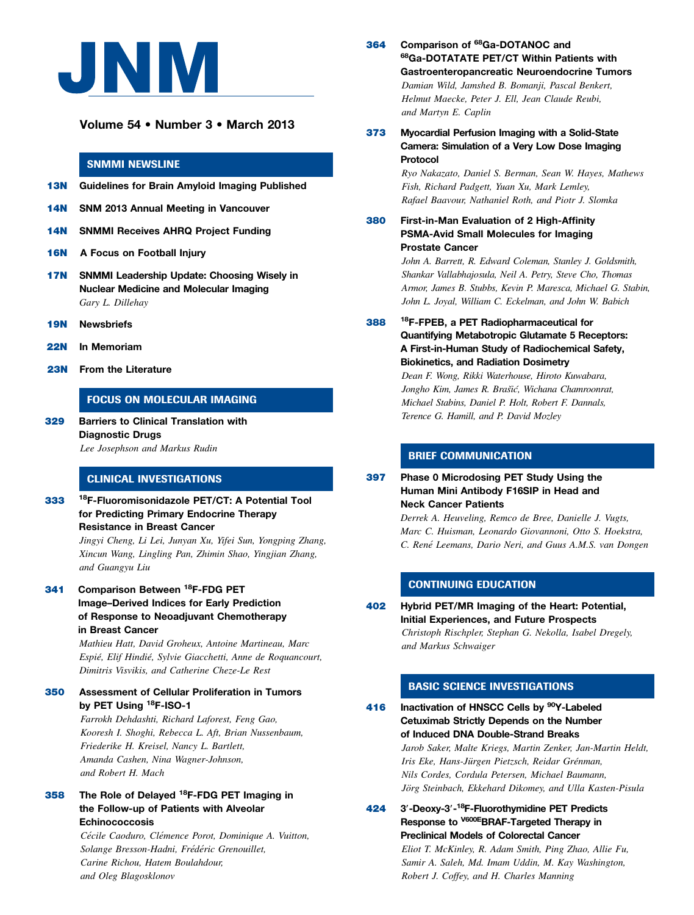# JNM

## Volume 54 • Number 3 • March 2013

### SNMMI NEWSLINE

**13N** Guidelines for Brain Amyloid Imaging Published

**14N** SNM 2013 Annual Meeting in Vancouver

**14N** SNMMI Receives AHRQ Project Funding

**16N** A Focus on Football Injury

**17N** SNMMI Leadership Update: Choosing Wisely in Nuclear Medicine and Molecular Imaging
*Gary L. Dillehay*

**19N** Newsbriefs

**22N** In Memoriam

**23N** From the Literature

### FOCUS ON MOLECULAR IMAGING

**329** Barriers to Clinical Translation with Diagnostic Drugs
*Lee Josephson and Markus Rudin*

### CLINICAL INVESTIGATIONS

**333** $^{18}$F-Fluoromisonidazole PET/CT: A Potential Tool for Predicting Primary Endocrine Therapy Resistance in Breast Cancer
*Jingyi Cheng, Li Lei, Junyan Xu, Yifei Sun, Yongping Zhang, Xincun Wang, Lingling Pan, Zhimin Shao, Yingjian Zhang, and Guangyu Liu*

**341** Comparison Between $^{18}$F-FDG PET Image–Derived Indices for Early Prediction of Response to Neoadjuvant Chemotherapy in Breast Cancer
*Mathieu Hatt, David Groheux, Antoine Martineau, Marc Espié, Elif Hindié, Sylvie Giacchetti, Anne de Roquancourt, Dimitris Visvikis, and Catherine Cheze-Le Rest*

**350** Assessment of Cellular Proliferation in Tumors by PET Using $^{18}$F-ISO-1
*Farrokh Dehdashti, Richard Laforest, Feng Gao, Kooresh I. Shoghi, Rebecca L. Aft, Brian Nussenbaum, Friederike H. Kreisel, Nancy L. Bartlett, Amanda Cashen, Nina Wagner-Johnson, and Robert H. Mach*

**358** The Role of Delayed $^{18}$F-FDG PET Imaging in the Follow-up of Patients with Alveolar Echinococcosis
*Cécile Caoduro, Clémence Porot, Dominique A. Vuitton, Solange Bresson-Hadni, Frédéric Grenouillet, Carine Richou, Hatem Boulahdour, and Oleg Blagosklonov*

**364** Comparison of $^{68}$Ga-DOTANOC and $^{68}$Ga-DOTATATE PET/CT Within Patients with Gastroenteropancreatic Neuroendocrine Tumors
*Damian Wild, Jamshed B. Bomanji, Pascal Benkert, Helmut Maecke, Peter J. Ell, Jean Claude Reubi, and Martyn E. Caplin*

**373** Myocardial Perfusion Imaging with a Solid-State Camera: Simulation of a Very Low Dose Imaging Protocol
*Ryo Nakazato, Daniel S. Berman, Sean W. Hayes, Mathews Fish, Richard Padgett, Yuan Xu, Mark Lemley, Rafael Baavour, Nathaniel Roth, and Piotr J. Slomka*

**380** First-in-Man Evaluation of 2 High-Affinity PSMA-Avid Small Molecules for Imaging Prostate Cancer
*John A. Barrett, R. Edward Coleman, Stanley J. Goldsmith, Shankar Vallabhajosula, Neil A. Petry, Steve Cho, Thomas Armor, James B. Stubbs, Kevin P. Maresca, Michael G. Stabin, John L. Joyal, William C. Eckelman, and John W. Babich*

**388** $^{18}$F-FPEB, a PET Radiopharmaceutical for Quantifying Metabotropic Glutamate 5 Receptors: A First-in-Human Study of Radiochemical Safety, Biokinetics, and Radiation Dosimetry
*Dean F. Wong, Rikki Waterhouse, Hiroto Kuwabara, Jongho Kim, James R. Brašić, Wichana Chamroonrat, Michael Stabins, Daniel P. Holt, Robert F. Dannals, Terence G. Hamill, and P. David Mozley*

### BRIEF COMMUNICATION

**397** Phase 0 Microdosing PET Study Using the Human Mini Antibody F16SIP in Head and Neck Cancer Patients
*Derrek A. Heuveling, Remco de Bree, Danielle J. Vugts, Marc C. Huisman, Leonardo Giovannoni, Otto S. Hoekstra, C. René Leemans, Dario Neri, and Guus A.M.S. van Dongen*

### CONTINUING EDUCATION

**402** Hybrid PET/MR Imaging of the Heart: Potential, Initial Experiences, and Future Prospects
*Christoph Rischpler, Stephan G. Nekolla, Isabel Dregely, and Markus Schwaiger*

### BASIC SCIENCE INVESTIGATIONS

**416** Inactivation of HNSCC Cells by $^{90}$Y-Labeled Cetuximab Strictly Depends on the Number of Induced DNA Double-Strand Breaks
*Jarob Saker, Malte Kriegs, Martin Zenker, Jan-Martin Heldt, Iris Eke, Hans-Jürgen Pietzsch, Reidar Grénman, Nils Cordes, Cordula Petersen, Michael Baumann, Jörg Steinbach, Ekkehard Dikomey, and Ulla Kasten-Pisula*

**424** 3′-Deoxy-3′-$^{18}$F-Fluorothymidine PET Predicts Response to $^{V600E}$BRAF-Targeted Therapy in Preclinical Models of Colorectal Cancer
*Eliot T. McKinley, R. Adam Smith, Ping Zhao, Allie Fu, Samir A. Saleh, Md. Imam Uddin, M. Kay Washington, Robert J. Coffey, and H. Charles Manning*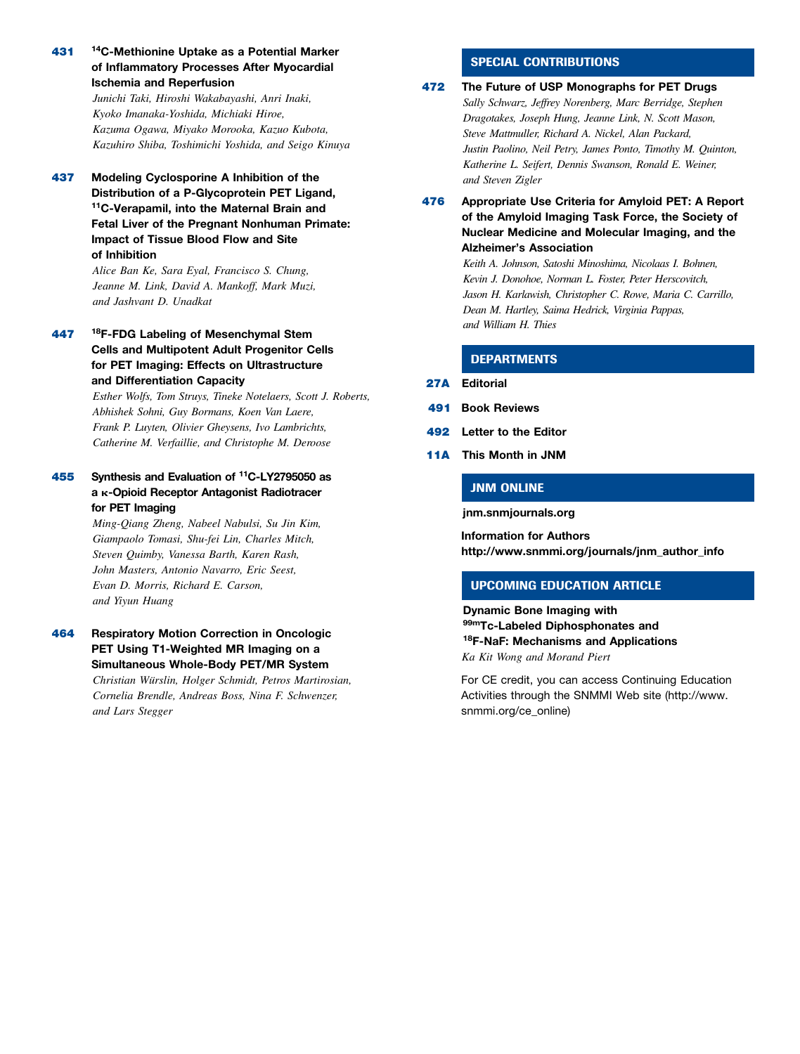**431** **$^{14}$C-Methionine Uptake as a Potential Marker of Inflammatory Processes After Myocardial Ischemia and Reperfusion**
*Junichi Taki, Hiroshi Wakabayashi, Anri Inaki, Kyoko Imanaka-Yoshida, Michiaki Hiroe, Kazuma Ogawa, Miyako Morooka, Kazuo Kubota, Kazuhiro Shiba, Toshimichi Yoshida, and Seigo Kinuya*

**437** **Modeling Cyclosporine A Inhibition of the Distribution of a P-Glycoprotein PET Ligand, $^{11}$C-Verapamil, into the Maternal Brain and Fetal Liver of the Pregnant Nonhuman Primate: Impact of Tissue Blood Flow and Site of Inhibition**
*Alice Ban Ke, Sara Eyal, Francisco S. Chung, Jeanne M. Link, David A. Mankoff, Mark Muzi, and Jashvant D. Unadkat*

**447** **$^{18}$F-FDG Labeling of Mesenchymal Stem Cells and Multipotent Adult Progenitor Cells for PET Imaging: Effects on Ultrastructure and Differentiation Capacity**
*Esther Wolfs, Tom Struys, Tineke Notelaers, Scott J. Roberts, Abhishek Sohni, Guy Bormans, Koen Van Laere, Frank P. Luyten, Olivier Gheysens, Ivo Lambrichts, Catherine M. Verfaillie, and Christophe M. Deroose*

**455** **Synthesis and Evaluation of $^{11}$C-LY2795050 as a κ-Opioid Receptor Antagonist Radiotracer for PET Imaging**
*Ming-Qiang Zheng, Nabeel Nabulsi, Su Jin Kim, Giampaolo Tomasi, Shu-fei Lin, Charles Mitch, Steven Quimby, Vanessa Barth, Karen Rash, John Masters, Antonio Navarro, Eric Seest, Evan D. Morris, Richard E. Carson, and Yiyun Huang*

**464** **Respiratory Motion Correction in Oncologic PET Using T1-Weighted MR Imaging on a Simultaneous Whole-Body PET/MR System**
*Christian Würslin, Holger Schmidt, Petros Martirosian, Cornelia Brendle, Andreas Boss, Nina F. Schwenzer, and Lars Stegger*

## SPECIAL CONTRIBUTIONS

**472** **The Future of USP Monographs for PET Drugs**
*Sally Schwarz, Jeffrey Norenberg, Marc Berridge, Stephen Dragotakes, Joseph Hung, Jeanne Link, N. Scott Mason, Steve Mattmuller, Richard A. Nickel, Alan Packard, Justin Paolino, Neil Petry, James Ponto, Timothy M. Quinton, Katherine L. Seifert, Dennis Swanson, Ronald E. Weiner, and Steven Zigler*

**476** **Appropriate Use Criteria for Amyloid PET: A Report of the Amyloid Imaging Task Force, the Society of Nuclear Medicine and Molecular Imaging, and the Alzheimer's Association**
*Keith A. Johnson, Satoshi Minoshima, Nicolaas I. Bohnen, Kevin J. Donohoe, Norman L. Foster, Peter Herscovitch, Jason H. Karlawish, Christopher C. Rowe, Maria C. Carrillo, Dean M. Hartley, Saima Hedrick, Virginia Pappas, and William H. Thies*

## DEPARTMENTS

**27A** **Editorial**

**491** **Book Reviews**

**492** **Letter to the Editor**

**11A** **This Month in JNM**

## JNM ONLINE

**jnm.snmjournals.org**

**Information for Authors**
**http://www.snmmi.org/journals/jnm_author_info**

## UPCOMING EDUCATION ARTICLE

**Dynamic Bone Imaging with $^{99m}$Tc-Labeled Diphosphonates and $^{18}$F-NaF: Mechanisms and Applications**
*Ka Kit Wong and Morand Piert*

For CE credit, you can access Continuing Education Activities through the SNMMI Web site (http://www.snmmi.org/ce_online)